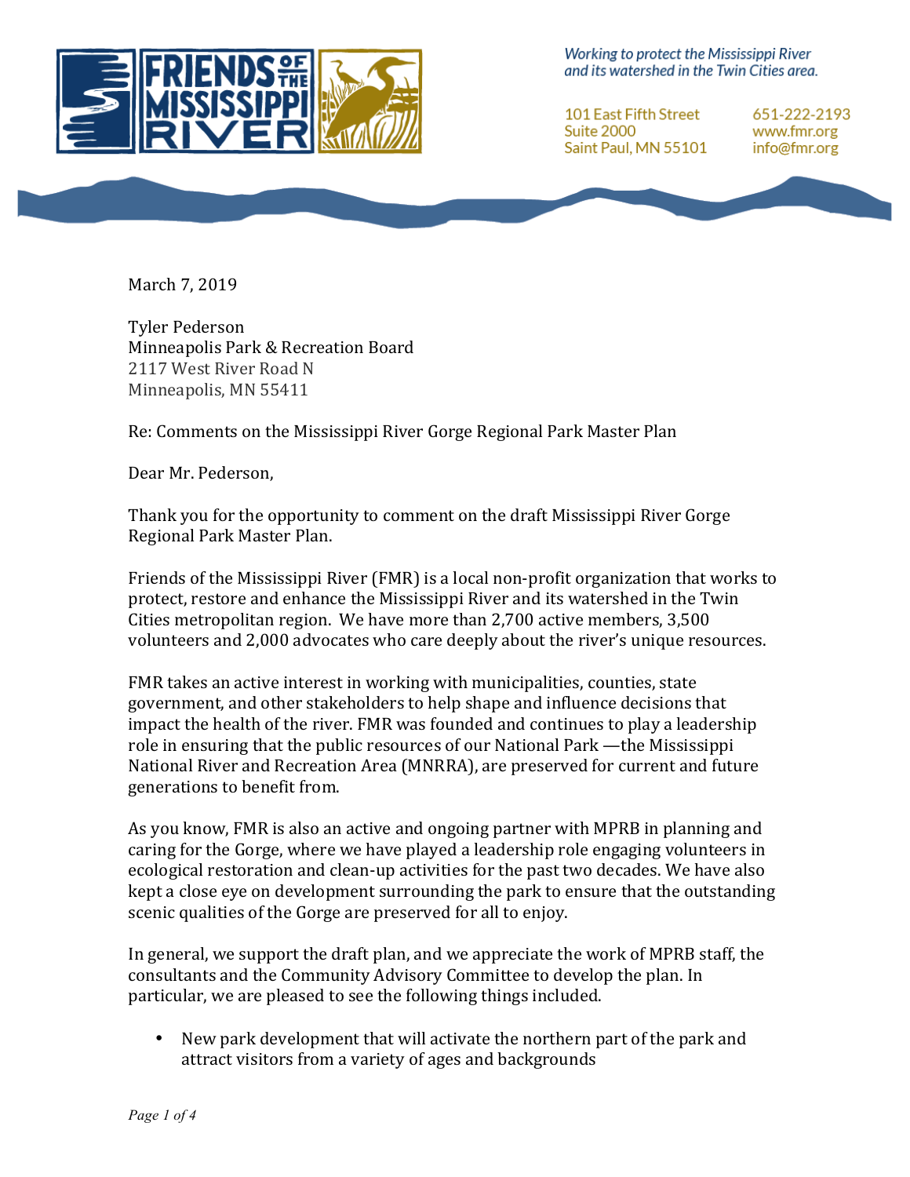Working to protect the Mississippi River and its watershed in the Twin Cities area.

101 East Fifth Street
Suite 2000
Saint Paul, MN 55101

651-222-2193
www.fmr.org
info@fmr.org

March 7, 2019

Tyler Pederson
Minneapolis Park & Recreation Board
2117 West River Road N
Minneapolis, MN 55411

Re: Comments on the Mississippi River Gorge Regional Park Master Plan

Dear Mr. Pederson,

Thank you for the opportunity to comment on the draft Mississippi River Gorge Regional Park Master Plan.

Friends of the Mississippi River (FMR) is a local non-profit organization that works to protect, restore and enhance the Mississippi River and its watershed in the Twin Cities metropolitan region. We have more than 2,700 active members, 3,500 volunteers and 2,000 advocates who care deeply about the river's unique resources.

FMR takes an active interest in working with municipalities, counties, state government, and other stakeholders to help shape and influence decisions that impact the health of the river. FMR was founded and continues to play a leadership role in ensuring that the public resources of our National Park —the Mississippi National River and Recreation Area (MNRRA), are preserved for current and future generations to benefit from.

As you know, FMR is also an active and ongoing partner with MPRB in planning and caring for the Gorge, where we have played a leadership role engaging volunteers in ecological restoration and clean-up activities for the past two decades. We have also kept a close eye on development surrounding the park to ensure that the outstanding scenic qualities of the Gorge are preserved for all to enjoy.

In general, we support the draft plan, and we appreciate the work of MPRB staff, the consultants and the Community Advisory Committee to develop the plan. In particular, we are pleased to see the following things included.

- New park development that will activate the northern part of the park and attract visitors from a variety of ages and backgrounds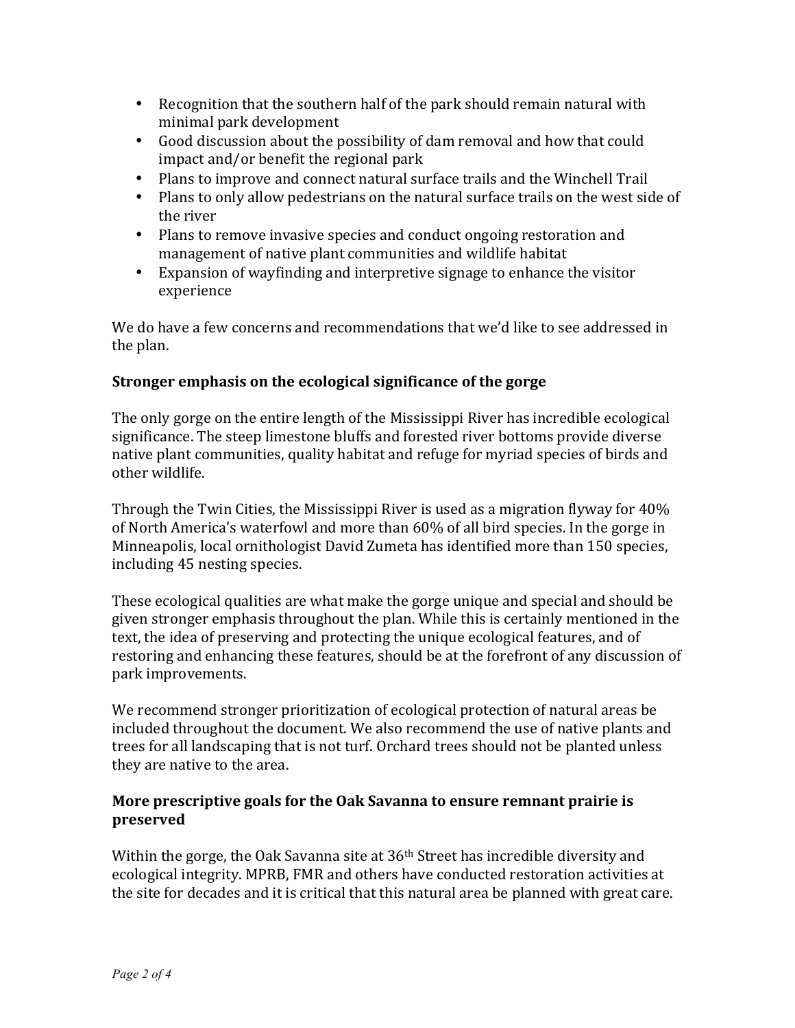- Recognition that the southern half of the park should remain natural with minimal park development
- Good discussion about the possibility of dam removal and how that could impact and/or benefit the regional park
- Plans to improve and connect natural surface trails and the Winchell Trail
- Plans to only allow pedestrians on the natural surface trails on the west side of the river
- Plans to remove invasive species and conduct ongoing restoration and management of native plant communities and wildlife habitat
- Expansion of wayfinding and interpretive signage to enhance the visitor experience

We do have a few concerns and recommendations that we'd like to see addressed in the plan.

**Stronger emphasis on the ecological significance of the gorge**

The only gorge on the entire length of the Mississippi River has incredible ecological significance. The steep limestone bluffs and forested river bottoms provide diverse native plant communities, quality habitat and refuge for myriad species of birds and other wildlife.

Through the Twin Cities, the Mississippi River is used as a migration flyway for 40% of North America's waterfowl and more than 60% of all bird species. In the gorge in Minneapolis, local ornithologist David Zumeta has identified more than 150 species, including 45 nesting species.

These ecological qualities are what make the gorge unique and special and should be given stronger emphasis throughout the plan. While this is certainly mentioned in the text, the idea of preserving and protecting the unique ecological features, and of restoring and enhancing these features, should be at the forefront of any discussion of park improvements.

We recommend stronger prioritization of ecological protection of natural areas be included throughout the document. We also recommend the use of native plants and trees for all landscaping that is not turf. Orchard trees should not be planted unless they are native to the area.

**More prescriptive goals for the Oak Savanna to ensure remnant prairie is preserved**

Within the gorge, the Oak Savanna site at 36th Street has incredible diversity and ecological integrity. MPRB, FMR and others have conducted restoration activities at the site for decades and it is critical that this natural area be planned with great care.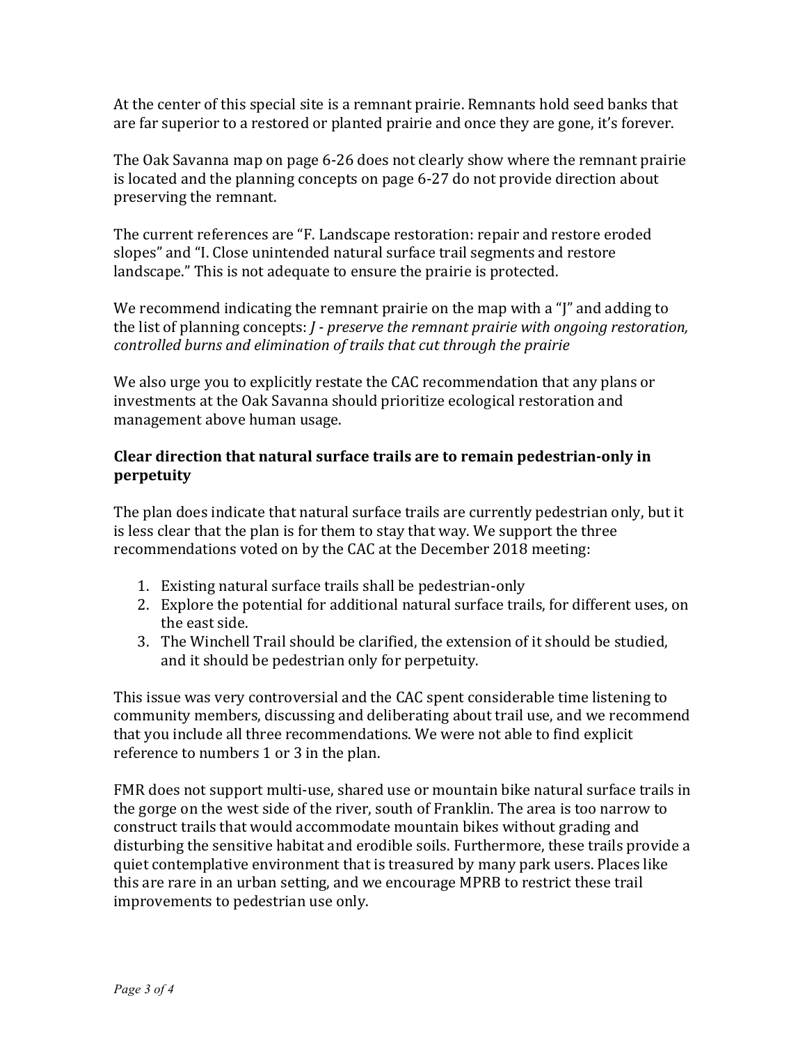At the center of this special site is a remnant prairie. Remnants hold seed banks that are far superior to a restored or planted prairie and once they are gone, it's forever.

The Oak Savanna map on page 6-26 does not clearly show where the remnant prairie is located and the planning concepts on page 6-27 do not provide direction about preserving the remnant.

The current references are "F. Landscape restoration: repair and restore eroded slopes" and "I. Close unintended natural surface trail segments and restore landscape." This is not adequate to ensure the prairie is protected.

We recommend indicating the remnant prairie on the map with a "J" and adding to the list of planning concepts: *J - preserve the remnant prairie with ongoing restoration, controlled burns and elimination of trails that cut through the prairie*

We also urge you to explicitly restate the CAC recommendation that any plans or investments at the Oak Savanna should prioritize ecological restoration and management above human usage.

**Clear direction that natural surface trails are to remain pedestrian-only in perpetuity**

The plan does indicate that natural surface trails are currently pedestrian only, but it is less clear that the plan is for them to stay that way. We support the three recommendations voted on by the CAC at the December 2018 meeting:

1. Existing natural surface trails shall be pedestrian-only
2. Explore the potential for additional natural surface trails, for different uses, on the east side.
3. The Winchell Trail should be clarified, the extension of it should be studied, and it should be pedestrian only for perpetuity.

This issue was very controversial and the CAC spent considerable time listening to community members, discussing and deliberating about trail use, and we recommend that you include all three recommendations. We were not able to find explicit reference to numbers 1 or 3 in the plan.

FMR does not support multi-use, shared use or mountain bike natural surface trails in the gorge on the west side of the river, south of Franklin. The area is too narrow to construct trails that would accommodate mountain bikes without grading and disturbing the sensitive habitat and erodible soils. Furthermore, these trails provide a quiet contemplative environment that is treasured by many park users. Places like this are rare in an urban setting, and we encourage MPRB to restrict these trail improvements to pedestrian use only.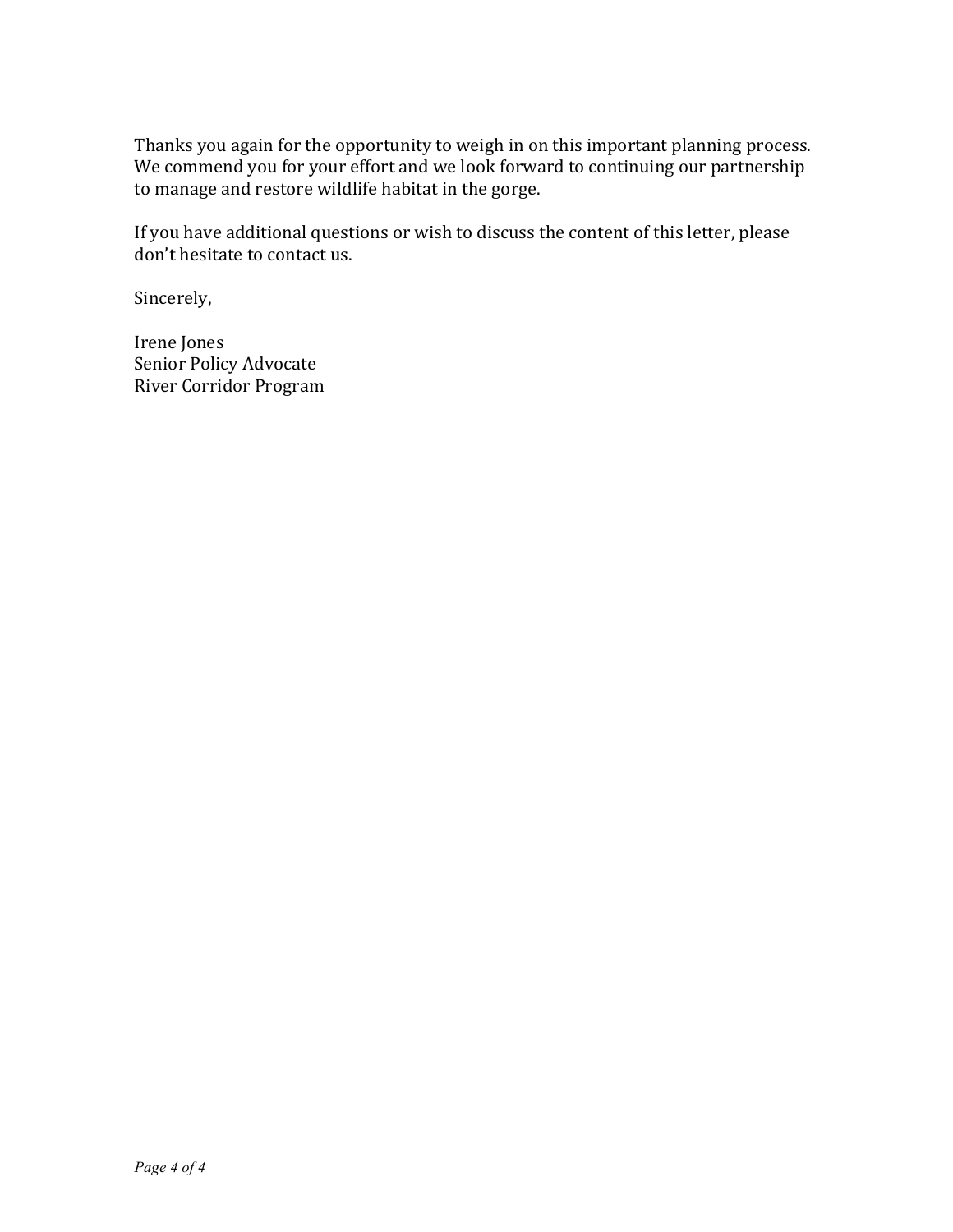Thanks you again for the opportunity to weigh in on this important planning process. We commend you for your effort and we look forward to continuing our partnership to manage and restore wildlife habitat in the gorge.

If you have additional questions or wish to discuss the content of this letter, please don't hesitate to contact us.

Sincerely,

Irene Jones  
Senior Policy Advocate  
River Corridor Program